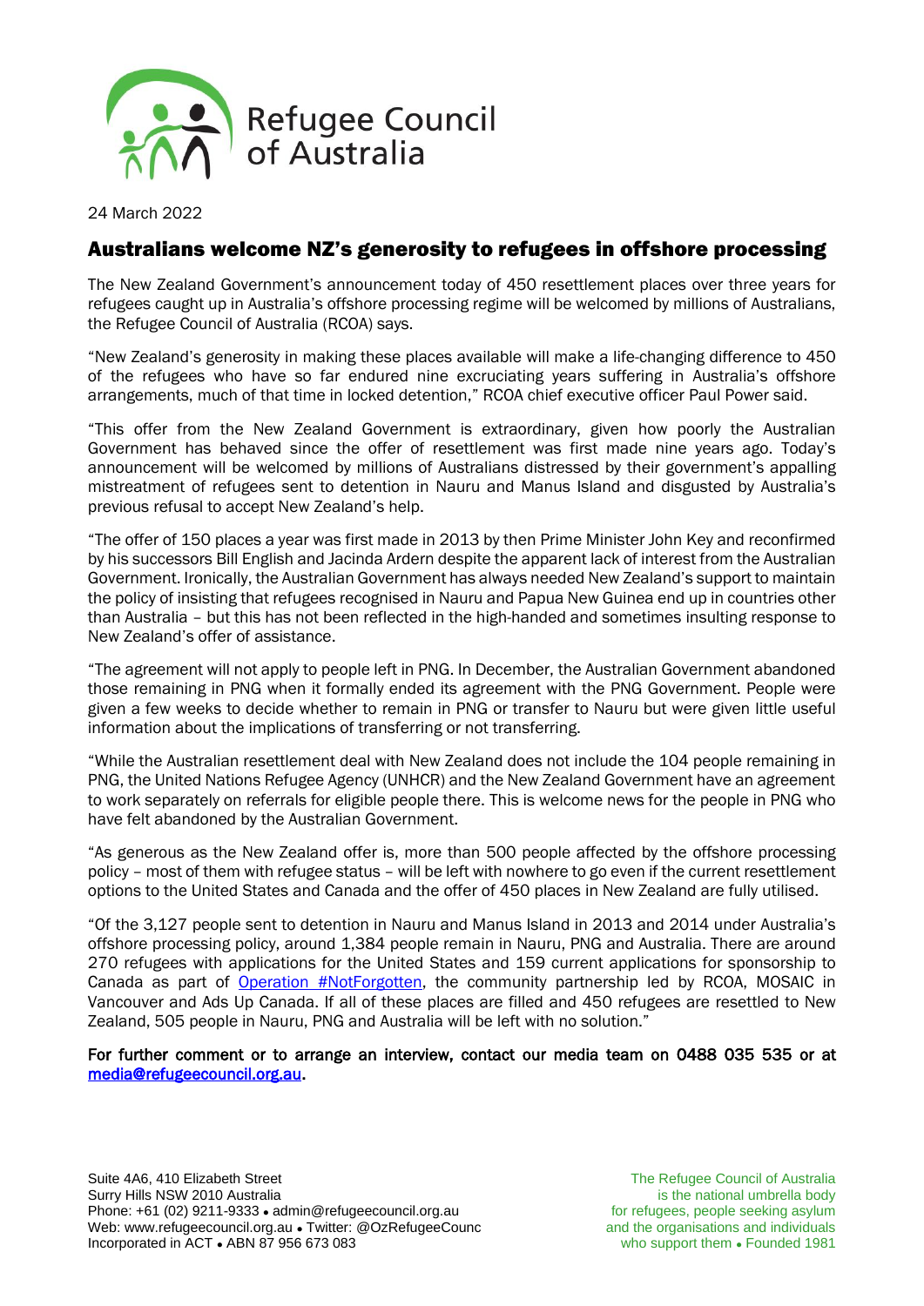Refugee Council of Australia

24 March 2022

## Australians welcome NZ's generosity to refugees in offshore processing

The New Zealand Government's announcement today of 450 resettlement places over three years for refugees caught up in Australia's offshore processing regime will be welcomed by millions of Australians, the Refugee Council of Australia (RCOA) says.

"New Zealand's generosity in making these places available will make a life-changing difference to 450 of the refugees who have so far endured nine excruciating years suffering in Australia's offshore arrangements, much of that time in locked detention," RCOA chief executive officer Paul Power said.

"This offer from the New Zealand Government is extraordinary, given how poorly the Australian Government has behaved since the offer of resettlement was first made nine years ago. Today's announcement will be welcomed by millions of Australians distressed by their government's appalling mistreatment of refugees sent to detention in Nauru and Manus Island and disgusted by Australia's previous refusal to accept New Zealand's help.

"The offer of 150 places a year was first made in 2013 by then Prime Minister John Key and reconfirmed by his successors Bill English and Jacinda Ardern despite the apparent lack of interest from the Australian Government. Ironically, the Australian Government has always needed New Zealand's support to maintain the policy of insisting that refugees recognised in Nauru and Papua New Guinea end up in countries other than Australia – but this has not been reflected in the high-handed and sometimes insulting response to New Zealand's offer of assistance.

"The agreement will not apply to people left in PNG. In December, the Australian Government abandoned those remaining in PNG when it formally ended its agreement with the PNG Government. People were given a few weeks to decide whether to remain in PNG or transfer to Nauru but were given little useful information about the implications of transferring or not transferring.

"While the Australian resettlement deal with New Zealand does not include the 104 people remaining in PNG, the United Nations Refugee Agency (UNHCR) and the New Zealand Government have an agreement to work separately on referrals for eligible people there. This is welcome news for the people in PNG who have felt abandoned by the Australian Government.

"As generous as the New Zealand offer is, more than 500 people affected by the offshore processing policy – most of them with refugee status – will be left with nowhere to go even if the current resettlement options to the United States and Canada and the offer of 450 places in New Zealand are fully utilised.

"Of the 3,127 people sent to detention in Nauru and Manus Island in 2013 and 2014 under Australia's offshore processing policy, around 1,384 people remain in Nauru, PNG and Australia. There are around 270 refugees with applications for the United States and 159 current applications for sponsorship to Canada as part of Operation #NotForgotten, the community partnership led by RCOA, MOSAIC in Vancouver and Ads Up Canada. If all of these places are filled and 450 refugees are resettled to New Zealand, 505 people in Nauru, PNG and Australia will be left with no solution."

**For further comment or to arrange an interview, contact our media team on 0488 035 535 or at media@refugeecouncil.org.au.**

Suite 4A6, 410 Elizabeth Street
Surry Hills NSW 2010 Australia
Phone: +61 (02) 9211-9333 • admin@refugeecouncil.org.au
Web: www.refugeecouncil.org.au • Twitter: @OzRefugeeCounc
Incorporated in ACT • ABN 87 956 673 083

The Refugee Council of Australia is the national umbrella body for refugees, people seeking asylum and the organisations and individuals who support them • Founded 1981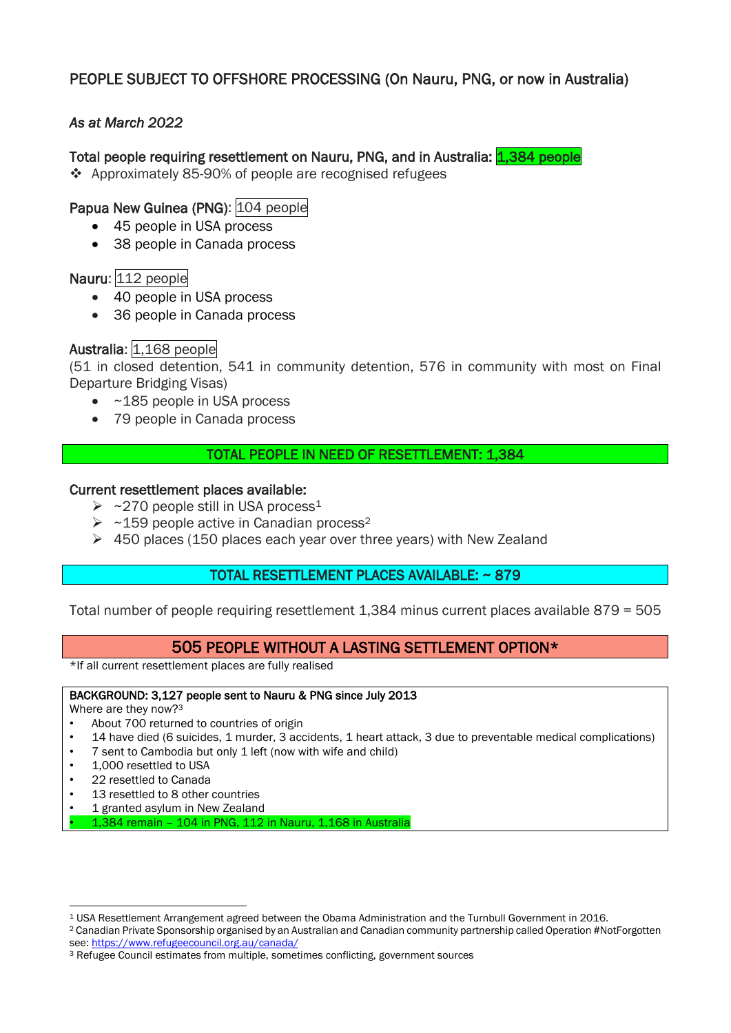## PEOPLE SUBJECT TO OFFSHORE PROCESSING (On Nauru, PNG, or now in Australia)

*As at March 2022*

**Total people requiring resettlement on Nauru, PNG, and in Australia: 1,384 people**

- ❖ Approximately 85-90% of people are recognised refugees

**Papua New Guinea (PNG)**: 104 people

- 45 people in USA process
- 38 people in Canada process

**Nauru**: 112 people

- 40 people in USA process
- 36 people in Canada process

**Australia**: 1,168 people

(51 in closed detention, 541 in community detention, 576 in community with most on Final Departure Bridging Visas)

- ~185 people in USA process
- 79 people in Canada process

**TOTAL PEOPLE IN NEED OF RESETTLEMENT: 1,384**

**Current resettlement places available:**

- ~270 people still in USA process[1]
- ~159 people active in Canadian process[2]
- 450 places (150 places each year over three years) with New Zealand

**TOTAL RESETTLEMENT PLACES AVAILABLE: ~ 879**

Total number of people requiring resettlement 1,384 minus current places available 879 = 505

**505 PEOPLE WITHOUT A LASTING SETTLEMENT OPTION***

*If all current resettlement places are fully realised

**BACKGROUND: 3,127 people sent to Nauru & PNG since July 2013**

Where are they now?[3]

- About 700 returned to countries of origin
- 14 have died (6 suicides, 1 murder, 3 accidents, 1 heart attack, 3 due to preventable medical complications)
- 7 sent to Cambodia but only 1 left (now with wife and child)
- 1,000 resettled to USA
- 22 resettled to Canada
- 13 resettled to 8 other countries
- 1 granted asylum in New Zealand
- 1,384 remain – 104 in PNG, 112 in Nauru, 1,168 in Australia

---

[1] USA Resettlement Arrangement agreed between the Obama Administration and the Turnbull Government in 2016.

[2] Canadian Private Sponsorship organised by an Australian and Canadian community partnership called Operation #NotForgotten see: https://www.refugeecouncil.org.au/canada/

[3] Refugee Council estimates from multiple, sometimes conflicting, government sources